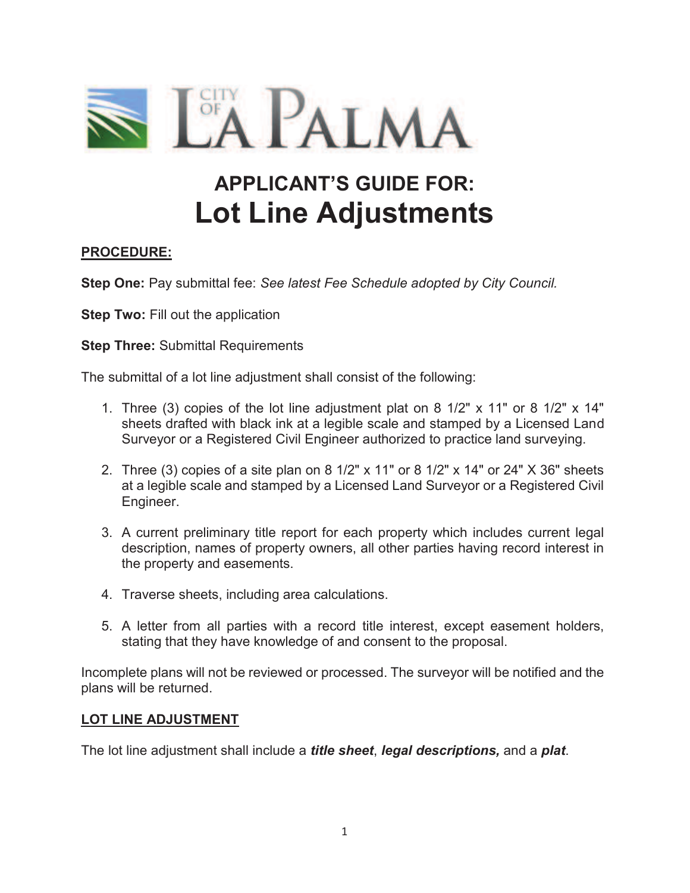CITY OF LA PALMA

# APPLICANT'S GUIDE FOR:
# Lot Line Adjustments

**PROCEDURE:**

**Step One:** Pay submittal fee: *See latest Fee Schedule adopted by City Council.*

**Step Two:** Fill out the application

**Step Three:** Submittal Requirements

The submittal of a lot line adjustment shall consist of the following:

1. Three (3) copies of the lot line adjustment plat on 8 1/2" x 11" or 8 1/2" x 14" sheets drafted with black ink at a legible scale and stamped by a Licensed Land Surveyor or a Registered Civil Engineer authorized to practice land surveying.
2. Three (3) copies of a site plan on 8 1/2" x 11" or 8 1/2" x 14" or 24" X 36" sheets at a legible scale and stamped by a Licensed Land Surveyor or a Registered Civil Engineer.
3. A current preliminary title report for each property which includes current legal description, names of property owners, all other parties having record interest in the property and easements.
4. Traverse sheets, including area calculations.
5. A letter from all parties with a record title interest, except easement holders, stating that they have knowledge of and consent to the proposal.

Incomplete plans will not be reviewed or processed. The surveyor will be notified and the plans will be returned.

**LOT LINE ADJUSTMENT**

The lot line adjustment shall include a ***title sheet***, ***legal descriptions,*** and a ***plat***.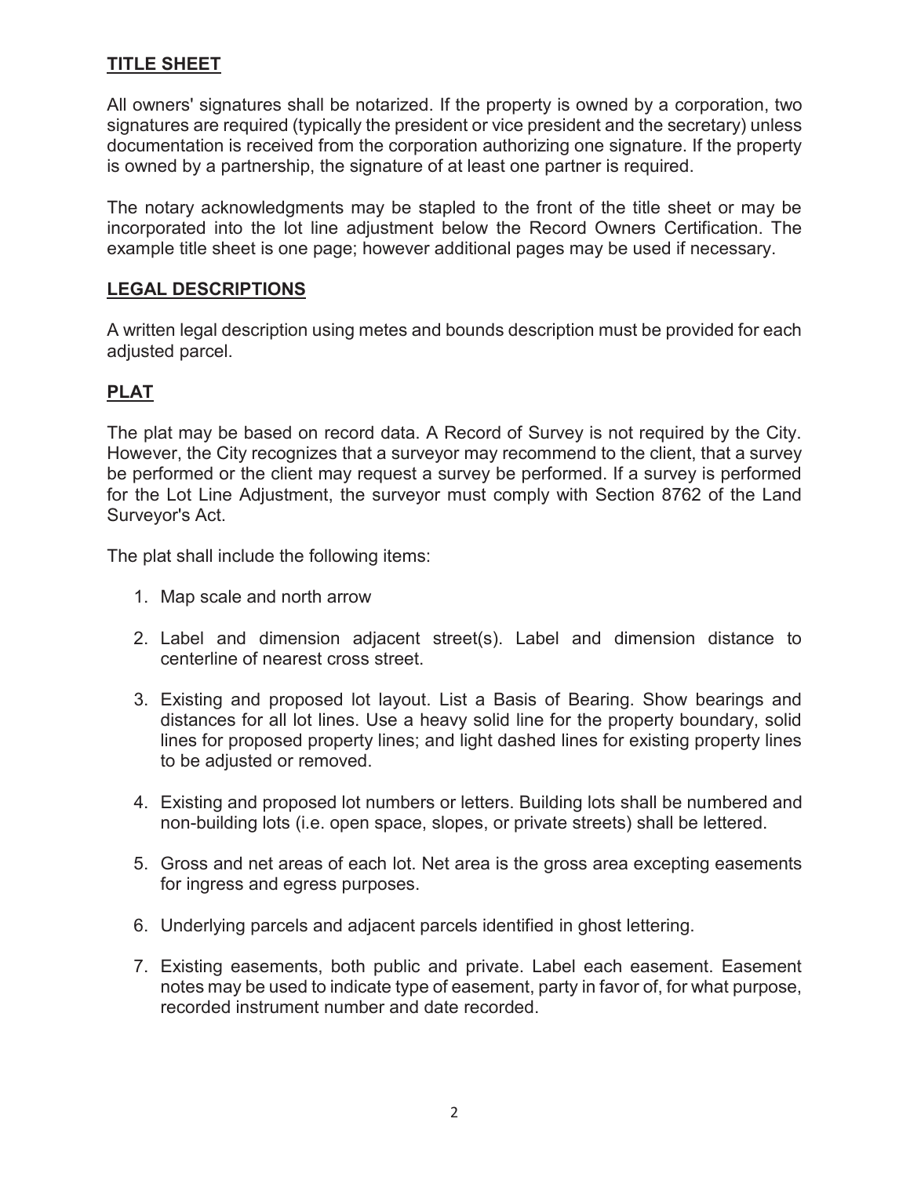## TITLE SHEET

All owners' signatures shall be notarized. If the property is owned by a corporation, two signatures are required (typically the president or vice president and the secretary) unless documentation is received from the corporation authorizing one signature. If the property is owned by a partnership, the signature of at least one partner is required.

The notary acknowledgments may be stapled to the front of the title sheet or may be incorporated into the lot line adjustment below the Record Owners Certification. The example title sheet is one page; however additional pages may be used if necessary.

## LEGAL DESCRIPTIONS

A written legal description using metes and bounds description must be provided for each adjusted parcel.

## PLAT

The plat may be based on record data. A Record of Survey is not required by the City. However, the City recognizes that a surveyor may recommend to the client, that a survey be performed or the client may request a survey be performed. If a survey is performed for the Lot Line Adjustment, the surveyor must comply with Section 8762 of the Land Surveyor's Act.

The plat shall include the following items:

1. Map scale and north arrow
2. Label and dimension adjacent street(s). Label and dimension distance to centerline of nearest cross street.
3. Existing and proposed lot layout. List a Basis of Bearing. Show bearings and distances for all lot lines. Use a heavy solid line for the property boundary, solid lines for proposed property lines; and light dashed lines for existing property lines to be adjusted or removed.
4. Existing and proposed lot numbers or letters. Building lots shall be numbered and non-building lots (i.e. open space, slopes, or private streets) shall be lettered.
5. Gross and net areas of each lot. Net area is the gross area excepting easements for ingress and egress purposes.
6. Underlying parcels and adjacent parcels identified in ghost lettering.
7. Existing easements, both public and private. Label each easement. Easement notes may be used to indicate type of easement, party in favor of, for what purpose, recorded instrument number and date recorded.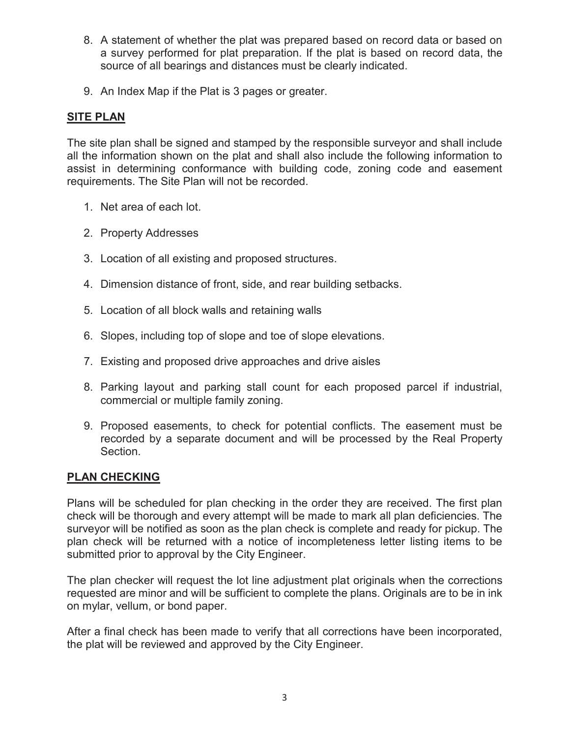8. A statement of whether the plat was prepared based on record data or based on a survey performed for plat preparation. If the plat is based on record data, the source of all bearings and distances must be clearly indicated.

9. An Index Map if the Plat is 3 pages or greater.

## SITE PLAN

The site plan shall be signed and stamped by the responsible surveyor and shall include all the information shown on the plat and shall also include the following information to assist in determining conformance with building code, zoning code and easement requirements. The Site Plan will not be recorded.

1. Net area of each lot.

2. Property Addresses

3. Location of all existing and proposed structures.

4. Dimension distance of front, side, and rear building setbacks.

5. Location of all block walls and retaining walls

6. Slopes, including top of slope and toe of slope elevations.

7. Existing and proposed drive approaches and drive aisles

8. Parking layout and parking stall count for each proposed parcel if industrial, commercial or multiple family zoning.

9. Proposed easements, to check for potential conflicts. The easement must be recorded by a separate document and will be processed by the Real Property Section.

## PLAN CHECKING

Plans will be scheduled for plan checking in the order they are received. The first plan check will be thorough and every attempt will be made to mark all plan deficiencies. The surveyor will be notified as soon as the plan check is complete and ready for pickup. The plan check will be returned with a notice of incompleteness letter listing items to be submitted prior to approval by the City Engineer.

The plan checker will request the lot line adjustment plat originals when the corrections requested are minor and will be sufficient to complete the plans. Originals are to be in ink on mylar, vellum, or bond paper.

After a final check has been made to verify that all corrections have been incorporated, the plat will be reviewed and approved by the City Engineer.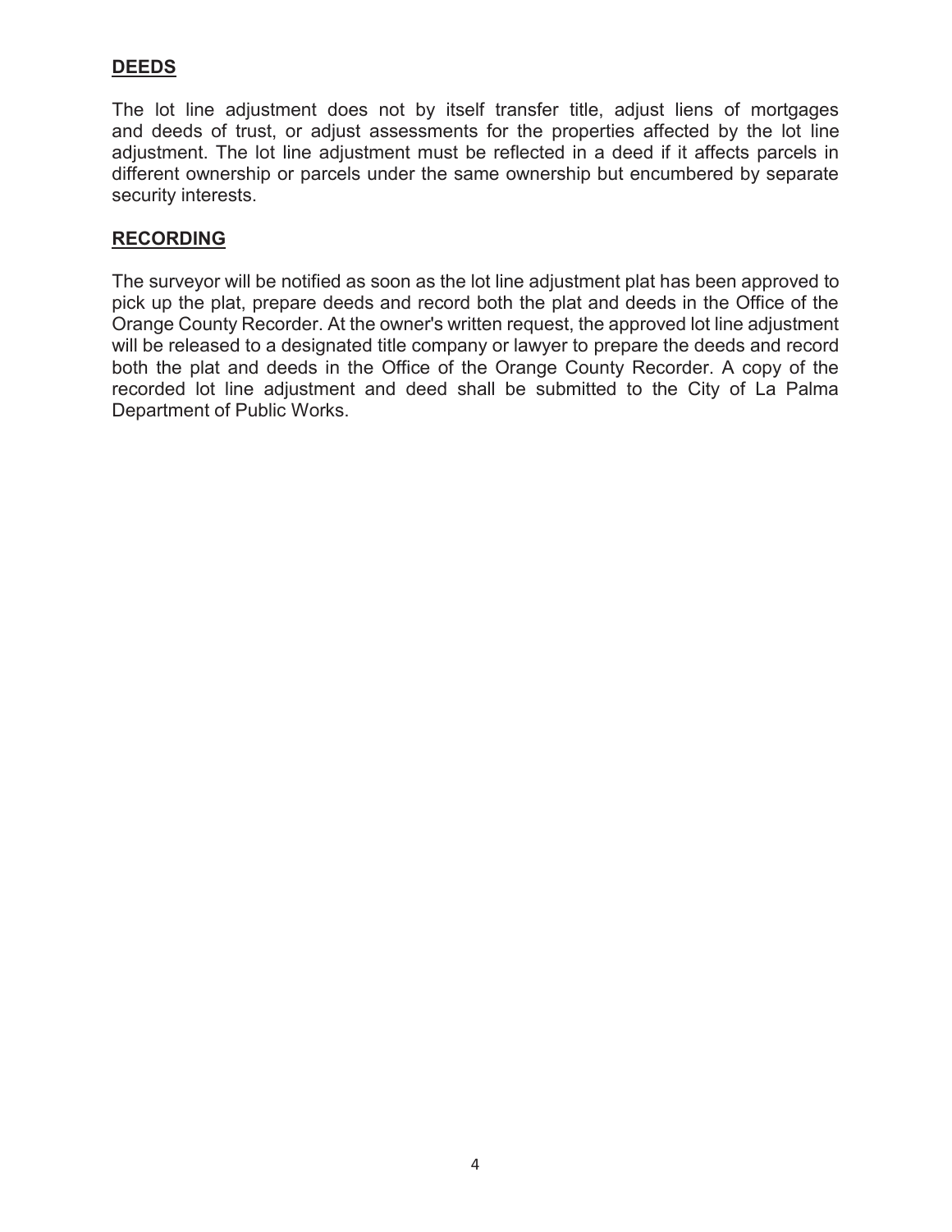## DEEDS

The lot line adjustment does not by itself transfer title, adjust liens of mortgages and deeds of trust, or adjust assessments for the properties affected by the lot line adjustment. The lot line adjustment must be reflected in a deed if it affects parcels in different ownership or parcels under the same ownership but encumbered by separate security interests.

## RECORDING

The surveyor will be notified as soon as the lot line adjustment plat has been approved to pick up the plat, prepare deeds and record both the plat and deeds in the Office of the Orange County Recorder. At the owner's written request, the approved lot line adjustment will be released to a designated title company or lawyer to prepare the deeds and record both the plat and deeds in the Office of the Orange County Recorder. A copy of the recorded lot line adjustment and deed shall be submitted to the City of La Palma Department of Public Works.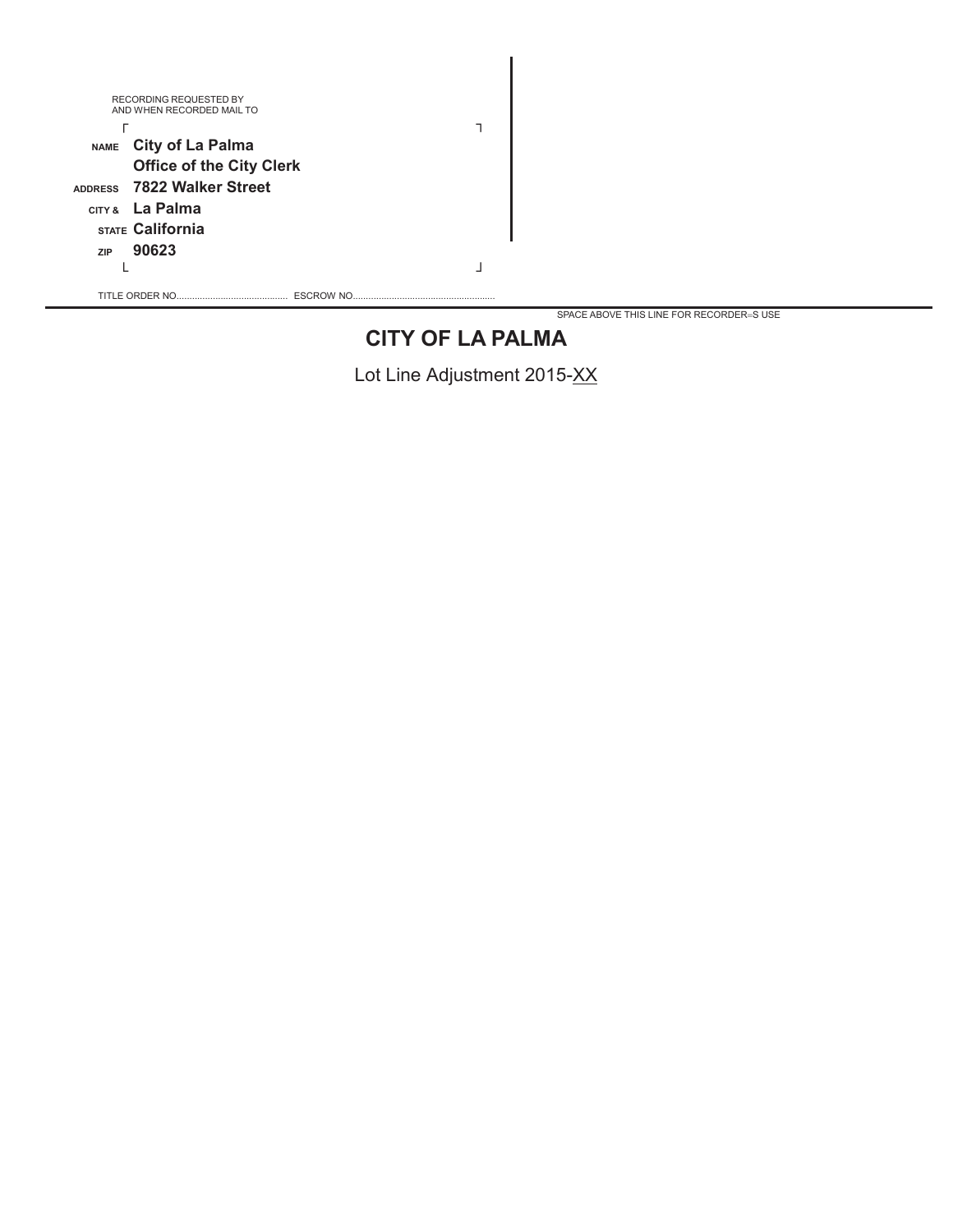RECORDING REQUESTED BY
AND WHEN RECORDED MAIL TO

**NAME** **City of La Palma**
**Office of the City Clerk**
**ADDRESS** **7822 Walker Street**
**CITY &** **La Palma**
**STATE** **California**
**ZIP** **90623**

TITLE ORDER NO........................................... ESCROW NO........................................................

SPACE ABOVE THIS LINE FOR RECORDER=S USE

# CITY OF LA PALMA

Lot Line Adjustment 2015-XX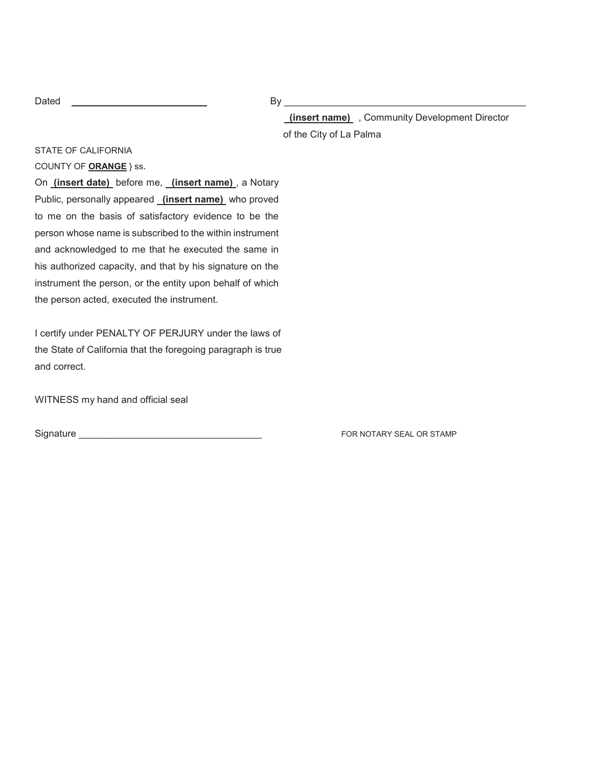Dated ____________________________ By ______________________________________________

**(insert name)** , Community Development Director of the City of La Palma

STATE OF CALIFORNIA
COUNTY OF **ORANGE** } ss.

On **(insert date)** before me, **(insert name)**, a Notary Public, personally appeared **(insert name)** who proved to me on the basis of satisfactory evidence to be the person whose name is subscribed to the within instrument and acknowledged to me that he executed the same in his authorized capacity, and that by his signature on the instrument the person, or the entity upon behalf of which the person acted, executed the instrument.

I certify under PENALTY OF PERJURY under the laws of the State of California that the foregoing paragraph is true and correct.

WITNESS my hand and official seal

Signature ___________________________________

FOR NOTARY SEAL OR STAMP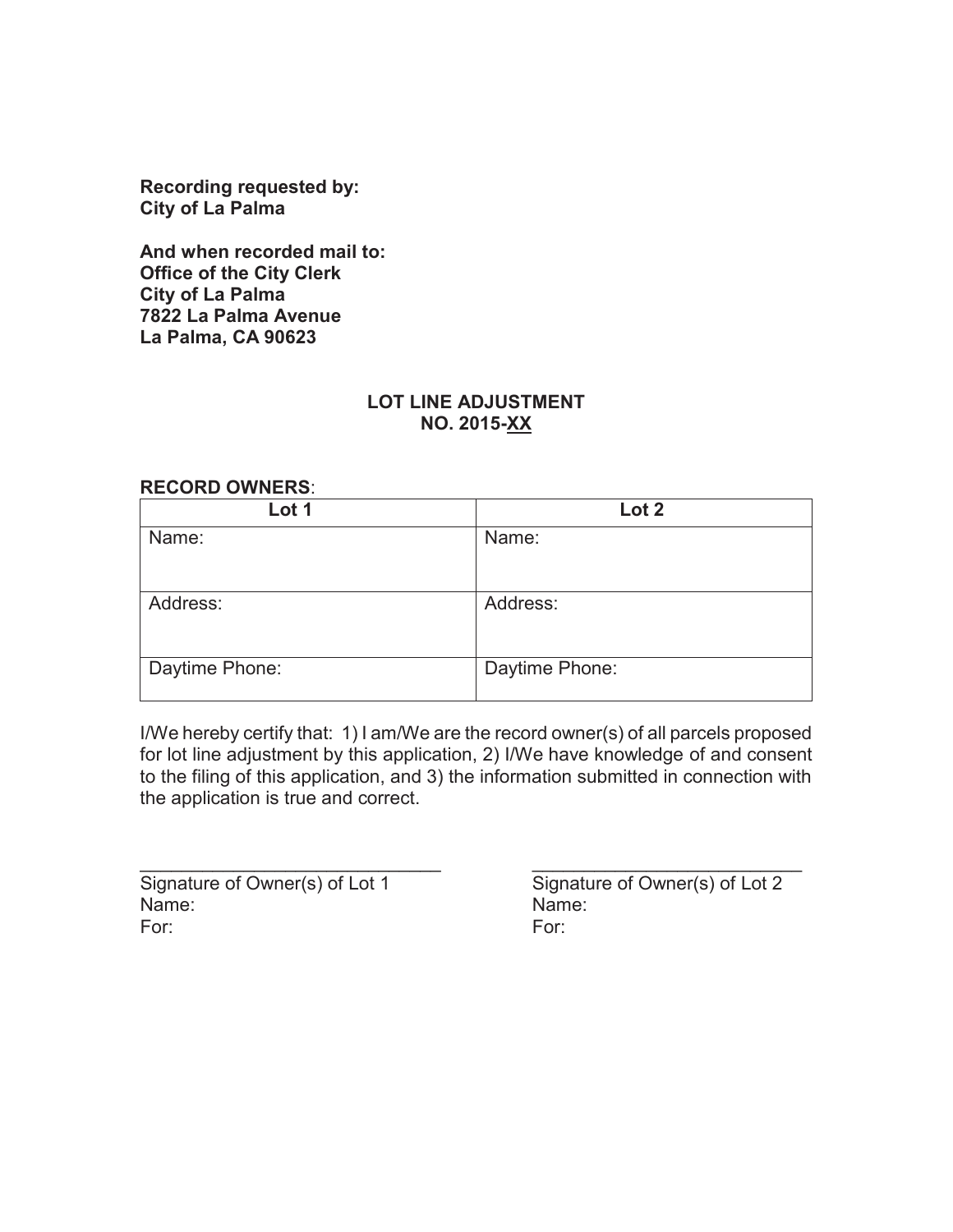**Recording requested by:**
**City of La Palma**

**And when recorded mail to:**
**Office of the City Clerk**
**City of La Palma**
**7822 La Palma Avenue**
**La Palma, CA 90623**

**LOT LINE ADJUSTMENT**
**NO. 2015-XX**

**RECORD OWNERS**:

| Lot 1 | Lot 2 |
|---|---|
| Name: | Name: |
| Address: | Address: |
| Daytime Phone: | Daytime Phone: |

I/We hereby certify that: 1) I am/We are the record owner(s) of all parcels proposed for lot line adjustment by this application, 2) I/We have knowledge of and consent to the filing of this application, and 3) the information submitted in connection with the application is true and correct.

______________________________
Signature of Owner(s) of Lot 1
Name:
For:

______________________________
Signature of Owner(s) of Lot 2
Name:
For: